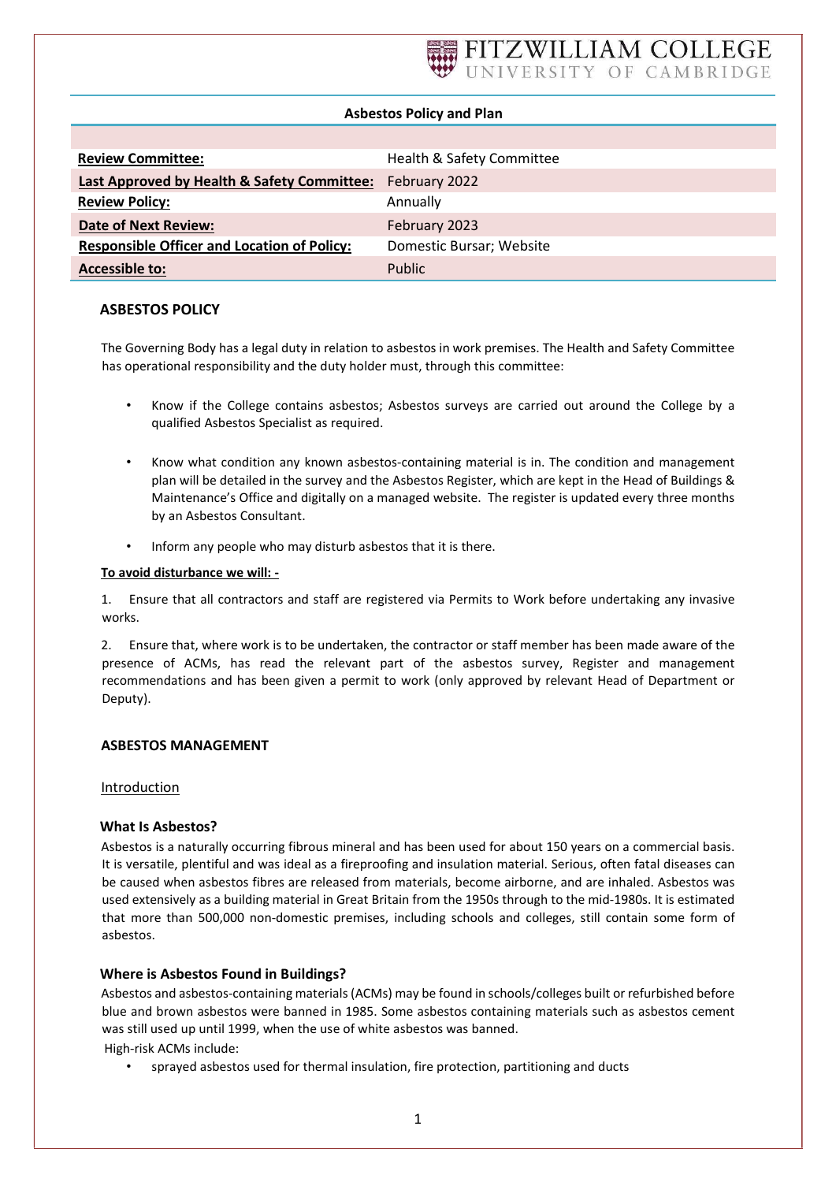FITZWILLIAM COLLEGE
UNIVERSITY OF CAMBRIDGE

**Asbestos Policy and Plan**

| | |
|---|---|
| **Review Committee:** | Health & Safety Committee |
| **Last Approved by Health & Safety Committee:** | February 2022 |
| **Review Policy:** | Annually |
| **Date of Next Review:** | February 2023 |
| **Responsible Officer and Location of Policy:** | Domestic Bursar; Website |
| **Accessible to:** | Public |

## ASBESTOS POLICY

The Governing Body has a legal duty in relation to asbestos in work premises. The Health and Safety Committee has operational responsibility and the duty holder must, through this committee:

- Know if the College contains asbestos; Asbestos surveys are carried out around the College by a qualified Asbestos Specialist as required.
- Know what condition any known asbestos-containing material is in. The condition and management plan will be detailed in the survey and the Asbestos Register, which are kept in the Head of Buildings & Maintenance's Office and digitally on a managed website. The register is updated every three months by an Asbestos Consultant.
- Inform any people who may disturb asbestos that it is there.

**To avoid disturbance we will: -**

1. Ensure that all contractors and staff are registered via Permits to Work before undertaking any invasive works.

2. Ensure that, where work is to be undertaken, the contractor or staff member has been made aware of the presence of ACMs, has read the relevant part of the asbestos survey, Register and management recommendations and has been given a permit to work (only approved by relevant Head of Department or Deputy).

## ASBESTOS MANAGEMENT

Introduction

### What Is Asbestos?

Asbestos is a naturally occurring fibrous mineral and has been used for about 150 years on a commercial basis. It is versatile, plentiful and was ideal as a fireproofing and insulation material. Serious, often fatal diseases can be caused when asbestos fibres are released from materials, become airborne, and are inhaled. Asbestos was used extensively as a building material in Great Britain from the 1950s through to the mid-1980s. It is estimated that more than 500,000 non-domestic premises, including schools and colleges, still contain some form of asbestos.

### Where is Asbestos Found in Buildings?

Asbestos and asbestos-containing materials (ACMs) may be found in schools/colleges built or refurbished before blue and brown asbestos were banned in 1985. Some asbestos containing materials such as asbestos cement was still used up until 1999, when the use of white asbestos was banned.

High-risk ACMs include:

- sprayed asbestos used for thermal insulation, fire protection, partitioning and ducts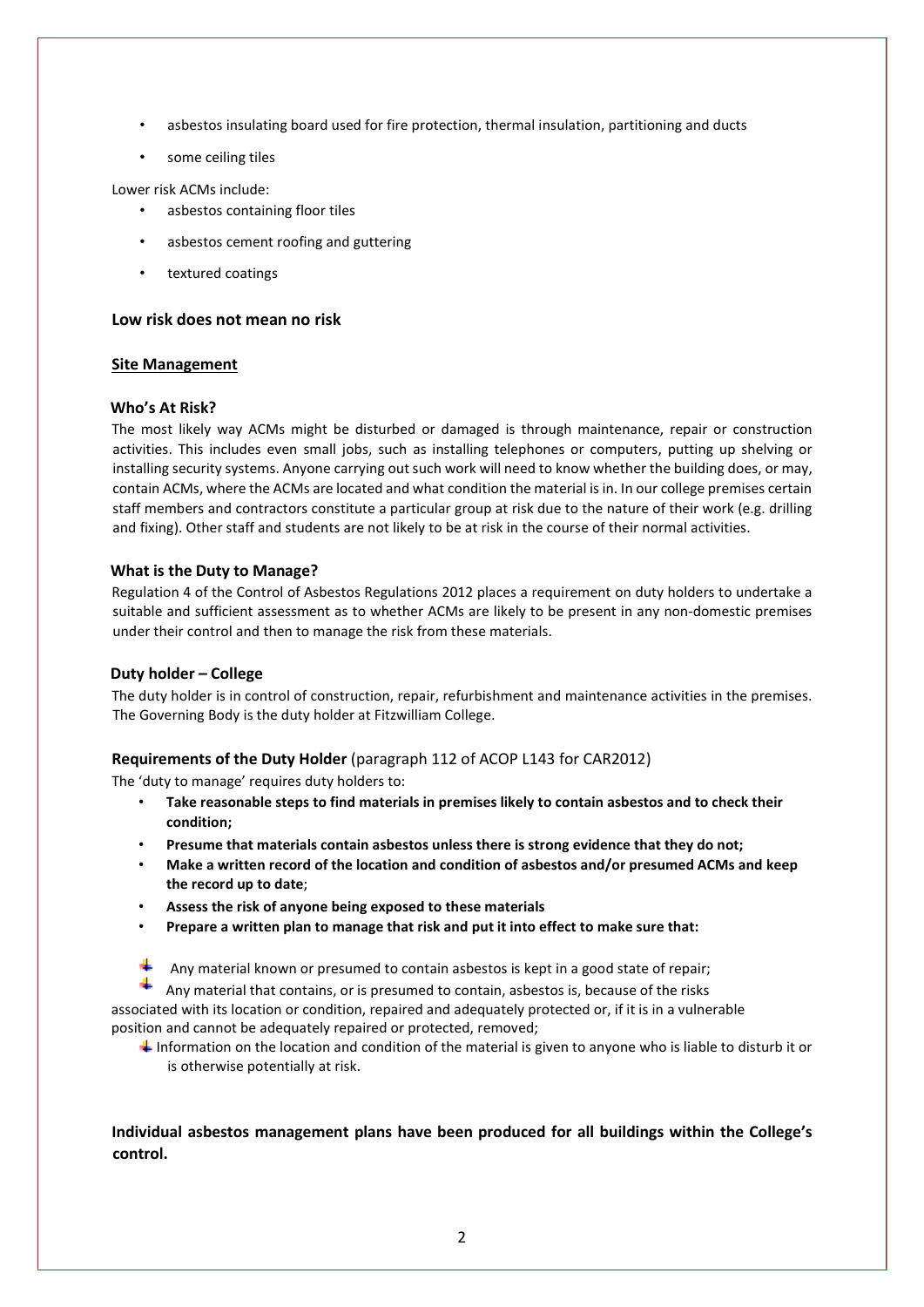- asbestos insulating board used for fire protection, thermal insulation, partitioning and ducts
- some ceiling tiles

Lower risk ACMs include:

- asbestos containing floor tiles
- asbestos cement roofing and guttering
- textured coatings

**Low risk does not mean no risk**

**Site Management**

**Who's At Risk?**

The most likely way ACMs might be disturbed or damaged is through maintenance, repair or construction activities. This includes even small jobs, such as installing telephones or computers, putting up shelving or installing security systems. Anyone carrying out such work will need to know whether the building does, or may, contain ACMs, where the ACMs are located and what condition the material is in. In our college premises certain staff members and contractors constitute a particular group at risk due to the nature of their work (e.g. drilling and fixing). Other staff and students are not likely to be at risk in the course of their normal activities.

**What is the Duty to Manage?**

Regulation 4 of the Control of Asbestos Regulations 2012 places a requirement on duty holders to undertake a suitable and sufficient assessment as to whether ACMs are likely to be present in any non-domestic premises under their control and then to manage the risk from these materials.

**Duty holder – College**

The duty holder is in control of construction, repair, refurbishment and maintenance activities in the premises. The Governing Body is the duty holder at Fitzwilliam College.

**Requirements of the Duty Holder** (paragraph 112 of ACOP L143 for CAR2012)

The 'duty to manage' requires duty holders to:

- **Take reasonable steps to find materials in premises likely to contain asbestos and to check their condition;**
- **Presume that materials contain asbestos unless there is strong evidence that they do not;**
- **Make a written record of the location and condition of asbestos and/or presumed ACMs and keep the record up to date**;
- **Assess the risk of anyone being exposed to these materials**
- **Prepare a written plan to manage that risk and put it into effect to make sure that:**
  - Any material known or presumed to contain asbestos is kept in a good state of repair;
  - Any material that contains, or is presumed to contain, asbestos is, because of the risks associated with its location or condition, repaired and adequately protected or, if it is in a vulnerable position and cannot be adequately repaired or protected, removed;
  - Information on the location and condition of the material is given to anyone who is liable to disturb it or is otherwise potentially at risk.

**Individual asbestos management plans have been produced for all buildings within the College's control.**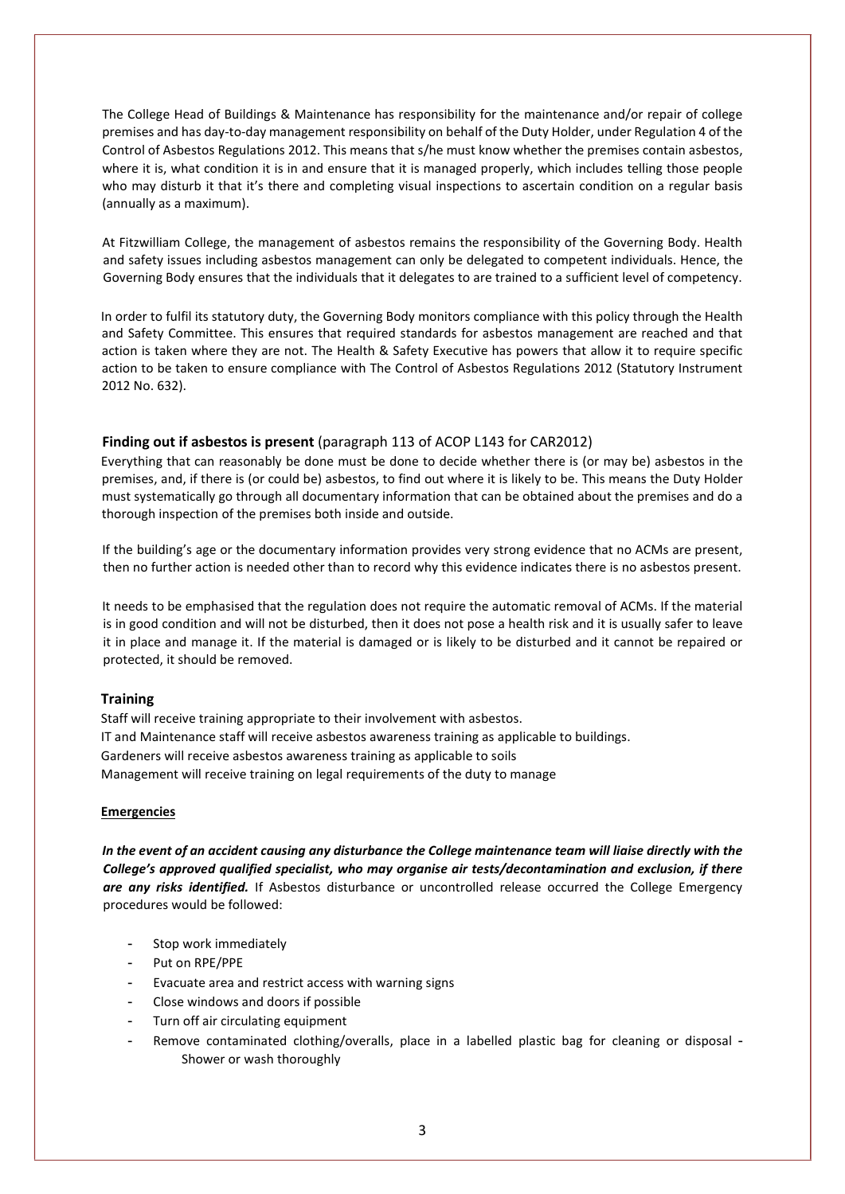The College Head of Buildings & Maintenance has responsibility for the maintenance and/or repair of college premises and has day-to-day management responsibility on behalf of the Duty Holder, under Regulation 4 of the Control of Asbestos Regulations 2012. This means that s/he must know whether the premises contain asbestos, where it is, what condition it is in and ensure that it is managed properly, which includes telling those people who may disturb it that it's there and completing visual inspections to ascertain condition on a regular basis (annually as a maximum).

At Fitzwilliam College, the management of asbestos remains the responsibility of the Governing Body. Health and safety issues including asbestos management can only be delegated to competent individuals. Hence, the Governing Body ensures that the individuals that it delegates to are trained to a sufficient level of competency.

In order to fulfil its statutory duty, the Governing Body monitors compliance with this policy through the Health and Safety Committee. This ensures that required standards for asbestos management are reached and that action is taken where they are not. The Health & Safety Executive has powers that allow it to require specific action to be taken to ensure compliance with The Control of Asbestos Regulations 2012 (Statutory Instrument 2012 No. 632).

### **Finding out if asbestos is present** (paragraph 113 of ACOP L143 for CAR2012)

Everything that can reasonably be done must be done to decide whether there is (or may be) asbestos in the premises, and, if there is (or could be) asbestos, to find out where it is likely to be. This means the Duty Holder must systematically go through all documentary information that can be obtained about the premises and do a thorough inspection of the premises both inside and outside.

If the building's age or the documentary information provides very strong evidence that no ACMs are present, then no further action is needed other than to record why this evidence indicates there is no asbestos present.

It needs to be emphasised that the regulation does not require the automatic removal of ACMs. If the material is in good condition and will not be disturbed, then it does not pose a health risk and it is usually safer to leave it in place and manage it. If the material is damaged or is likely to be disturbed and it cannot be repaired or protected, it should be removed.

### Training

Staff will receive training appropriate to their involvement with asbestos.
IT and Maintenance staff will receive asbestos awareness training as applicable to buildings.
Gardeners will receive asbestos awareness training as applicable to soils
Management will receive training on legal requirements of the duty to manage

#### Emergencies

***In the event of an accident causing any disturbance the College maintenance team will liaise directly with the College's approved qualified specialist, who may organise air tests/decontamination and exclusion, if there are any risks identified.*** If Asbestos disturbance or uncontrolled release occurred the College Emergency procedures would be followed:

- Stop work immediately
- Put on RPE/PPE
- Evacuate area and restrict access with warning signs
- Close windows and doors if possible
- Turn off air circulating equipment
- Remove contaminated clothing/overalls, place in a labelled plastic bag for cleaning or disposal
- Shower or wash thoroughly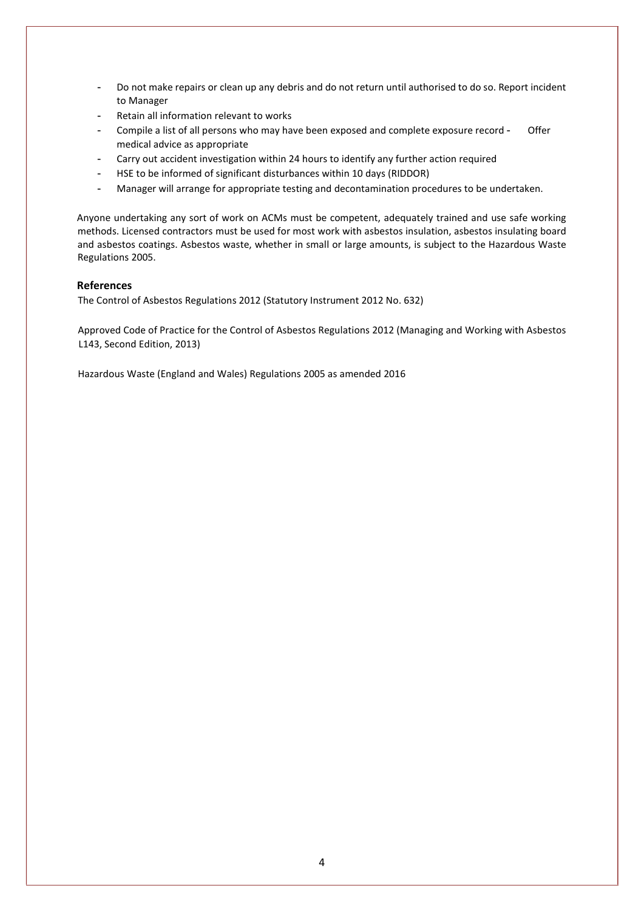- Do not make repairs or clean up any debris and do not return until authorised to do so. Report incident to Manager
- Retain all information relevant to works
- Compile a list of all persons who may have been exposed and complete exposure record - Offer medical advice as appropriate
- Carry out accident investigation within 24 hours to identify any further action required
- HSE to be informed of significant disturbances within 10 days (RIDDOR)
- Manager will arrange for appropriate testing and decontamination procedures to be undertaken.

Anyone undertaking any sort of work on ACMs must be competent, adequately trained and use safe working methods. Licensed contractors must be used for most work with asbestos insulation, asbestos insulating board and asbestos coatings. Asbestos waste, whether in small or large amounts, is subject to the Hazardous Waste Regulations 2005.

## References

The Control of Asbestos Regulations 2012 (Statutory Instrument 2012 No. 632)

Approved Code of Practice for the Control of Asbestos Regulations 2012 (Managing and Working with Asbestos L143, Second Edition, 2013)

Hazardous Waste (England and Wales) Regulations 2005 as amended 2016